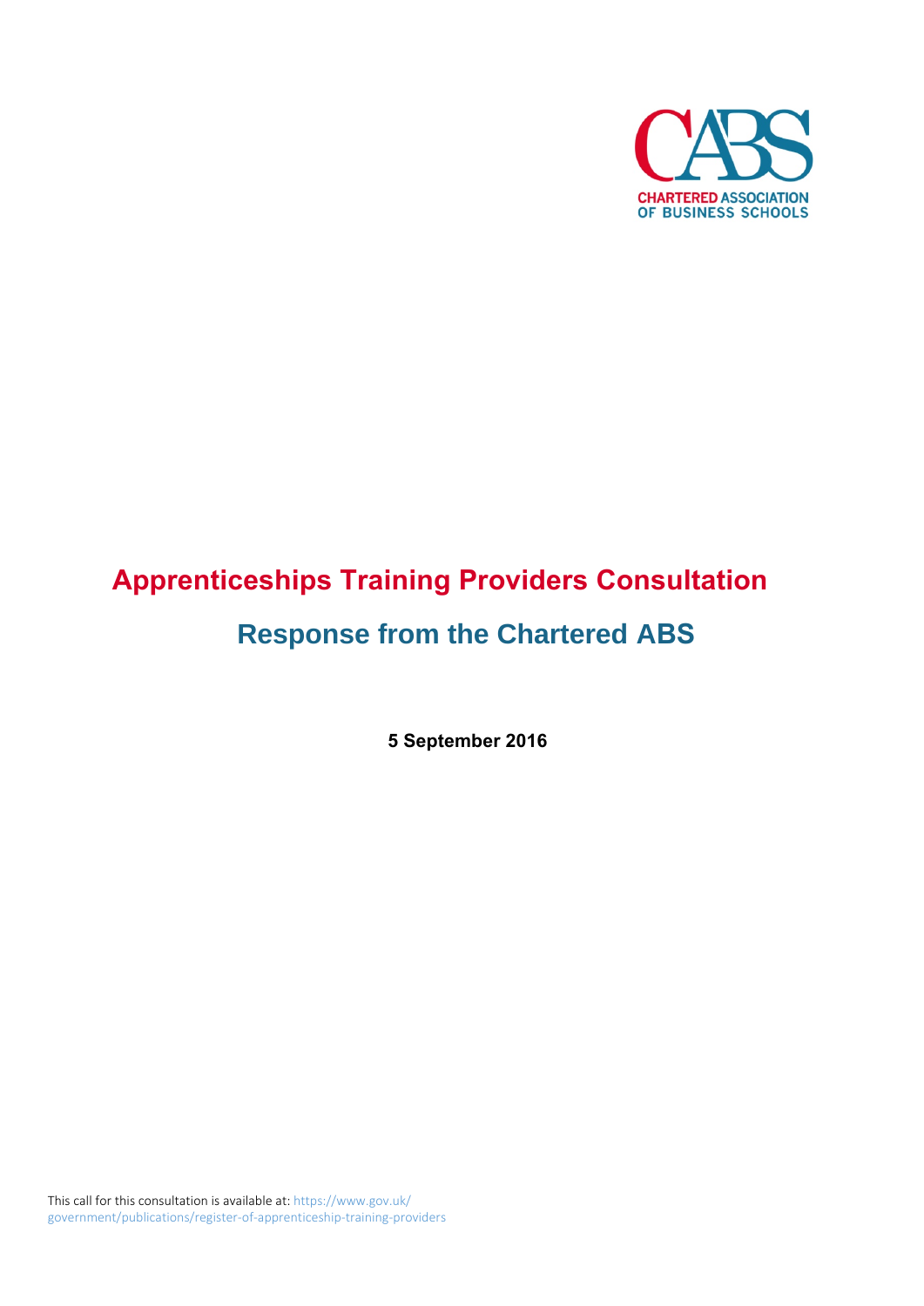CHARTERED ASSOCIATION OF BUSINESS SCHOOLS

# Apprenticeships Training Providers Consultation

## Response from the Chartered ABS

**5 September 2016**

This call for this consultation is available at: https://www.gov.uk/government/publications/register-of-apprenticeship-training-providers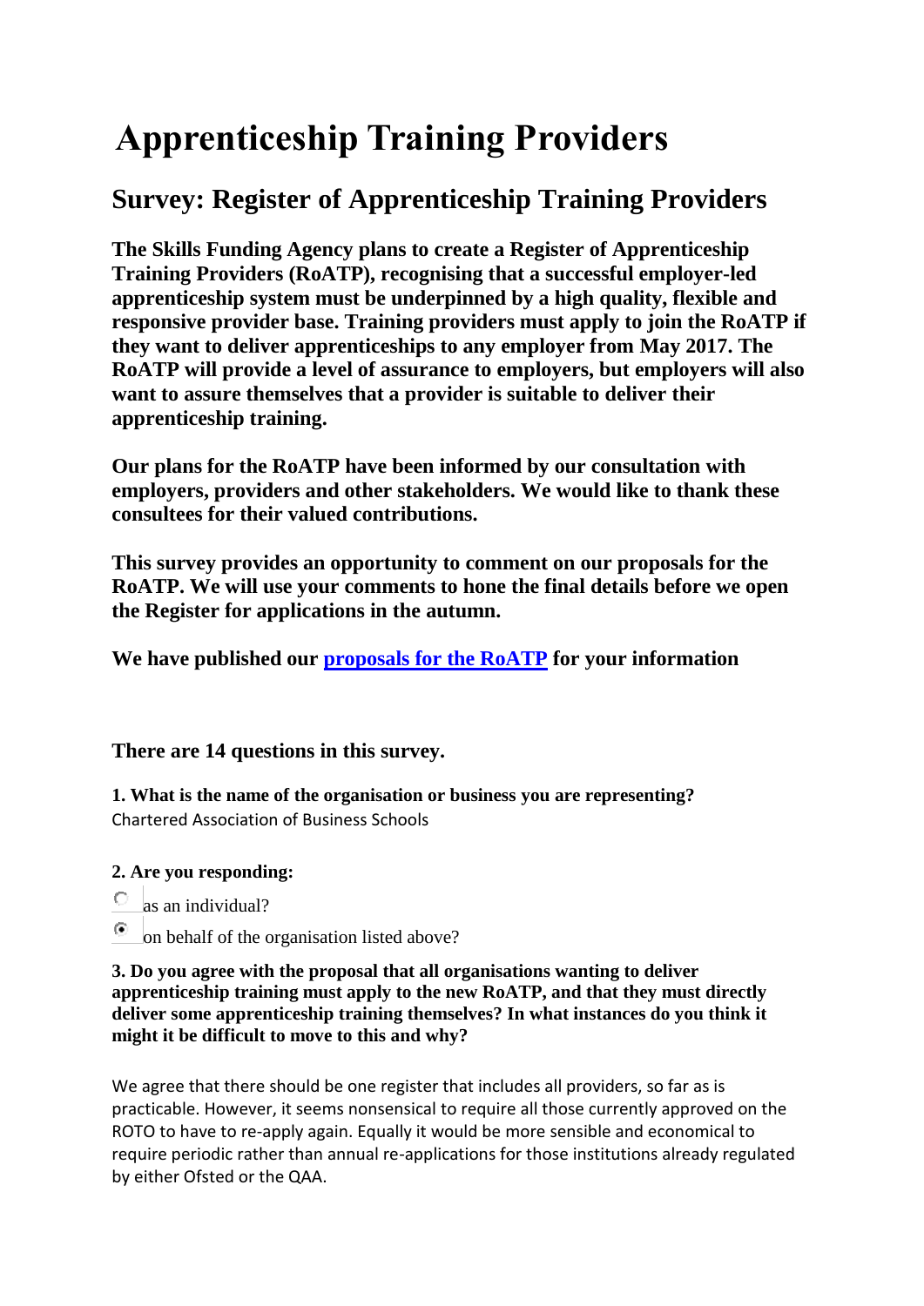# Apprenticeship Training Providers

## Survey: Register of Apprenticeship Training Providers

**The Skills Funding Agency plans to create a Register of Apprenticeship Training Providers (RoATP), recognising that a successful employer-led apprenticeship system must be underpinned by a high quality, flexible and responsive provider base. Training providers must apply to join the RoATP if they want to deliver apprenticeships to any employer from May 2017. The RoATP will provide a level of assurance to employers, but employers will also want to assure themselves that a provider is suitable to deliver their apprenticeship training.**

**Our plans for the RoATP have been informed by our consultation with employers, providers and other stakeholders. We would like to thank these consultees for their valued contributions.**

**This survey provides an opportunity to comment on our proposals for the RoATP. We will use your comments to hone the final details before we open the Register for applications in the autumn.**

**We have published our [proposals for the RoATP] for your information**

**There are 14 questions in this survey.**

**1. What is the name of the organisation or business you are representing?**

Chartered Association of Business Schools

**2. Are you responding:**

- ○ as an individual?
- ◉ on behalf of the organisation listed above?

**3. Do you agree with the proposal that all organisations wanting to deliver apprenticeship training must apply to the new RoATP, and that they must directly deliver some apprenticeship training themselves? In what instances do you think it might be difficult to move to this and why?**

We agree that there should be one register that includes all providers, so far as is practicable. However, it seems nonsensical to require all those currently approved on the ROTO to have to re-apply again. Equally it would be more sensible and economical to require periodic rather than annual re-applications for those institutions already regulated by either Ofsted or the QAA.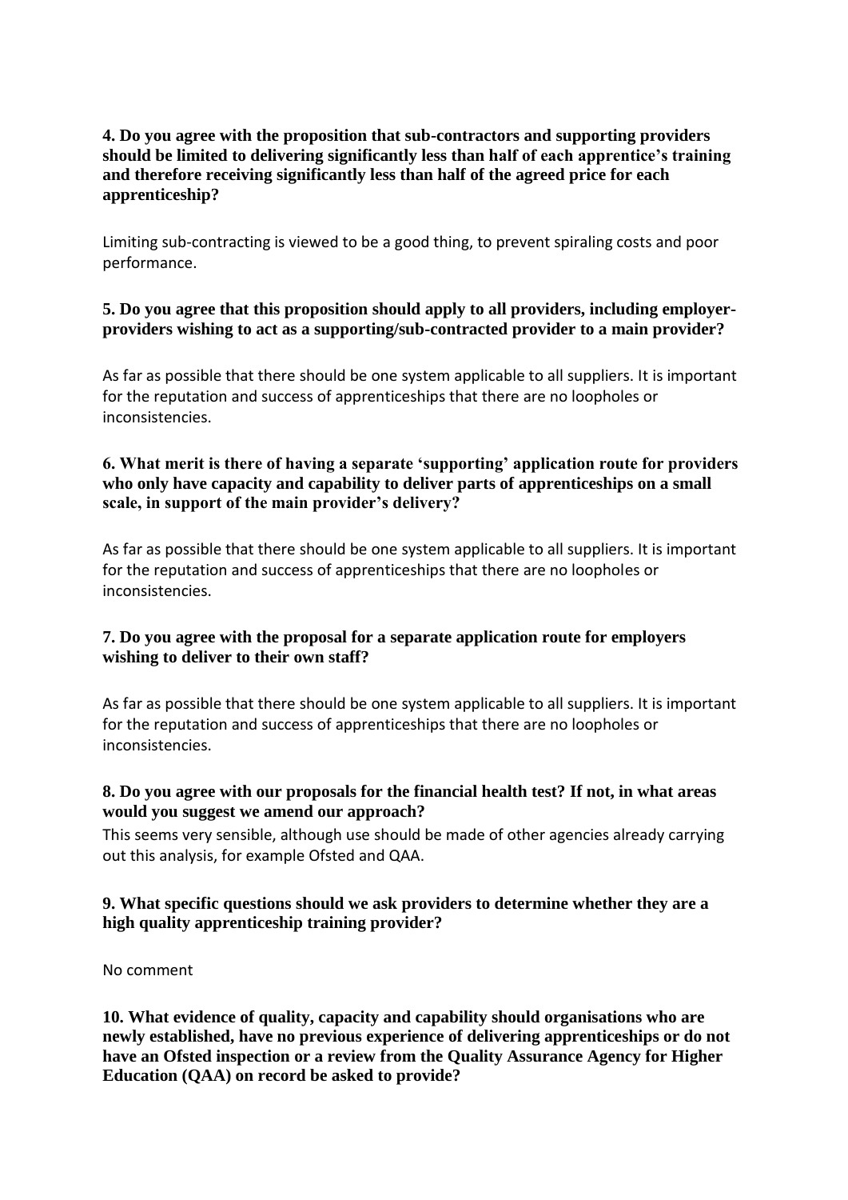**4. Do you agree with the proposition that sub-contractors and supporting providers should be limited to delivering significantly less than half of each apprentice's training and therefore receiving significantly less than half of the agreed price for each apprenticeship?**

Limiting sub-contracting is viewed to be a good thing, to prevent spiraling costs and poor performance.

**5. Do you agree that this proposition should apply to all providers, including employer-providers wishing to act as a supporting/sub-contracted provider to a main provider?**

As far as possible that there should be one system applicable to all suppliers. It is important for the reputation and success of apprenticeships that there are no loopholes or inconsistencies.

**6. What merit is there of having a separate 'supporting' application route for providers who only have capacity and capability to deliver parts of apprenticeships on a small scale, in support of the main provider's delivery?**

As far as possible that there should be one system applicable to all suppliers. It is important for the reputation and success of apprenticeships that there are no loopholes or inconsistencies.

**7. Do you agree with the proposal for a separate application route for employers wishing to deliver to their own staff?**

As far as possible that there should be one system applicable to all suppliers. It is important for the reputation and success of apprenticeships that there are no loopholes or inconsistencies.

**8. Do you agree with our proposals for the financial health test? If not, in what areas would you suggest we amend our approach?**

This seems very sensible, although use should be made of other agencies already carrying out this analysis, for example Ofsted and QAA.

**9. What specific questions should we ask providers to determine whether they are a high quality apprenticeship training provider?**

No comment

**10. What evidence of quality, capacity and capability should organisations who are newly established, have no previous experience of delivering apprenticeships or do not have an Ofsted inspection or a review from the Quality Assurance Agency for Higher Education (QAA) on record be asked to provide?**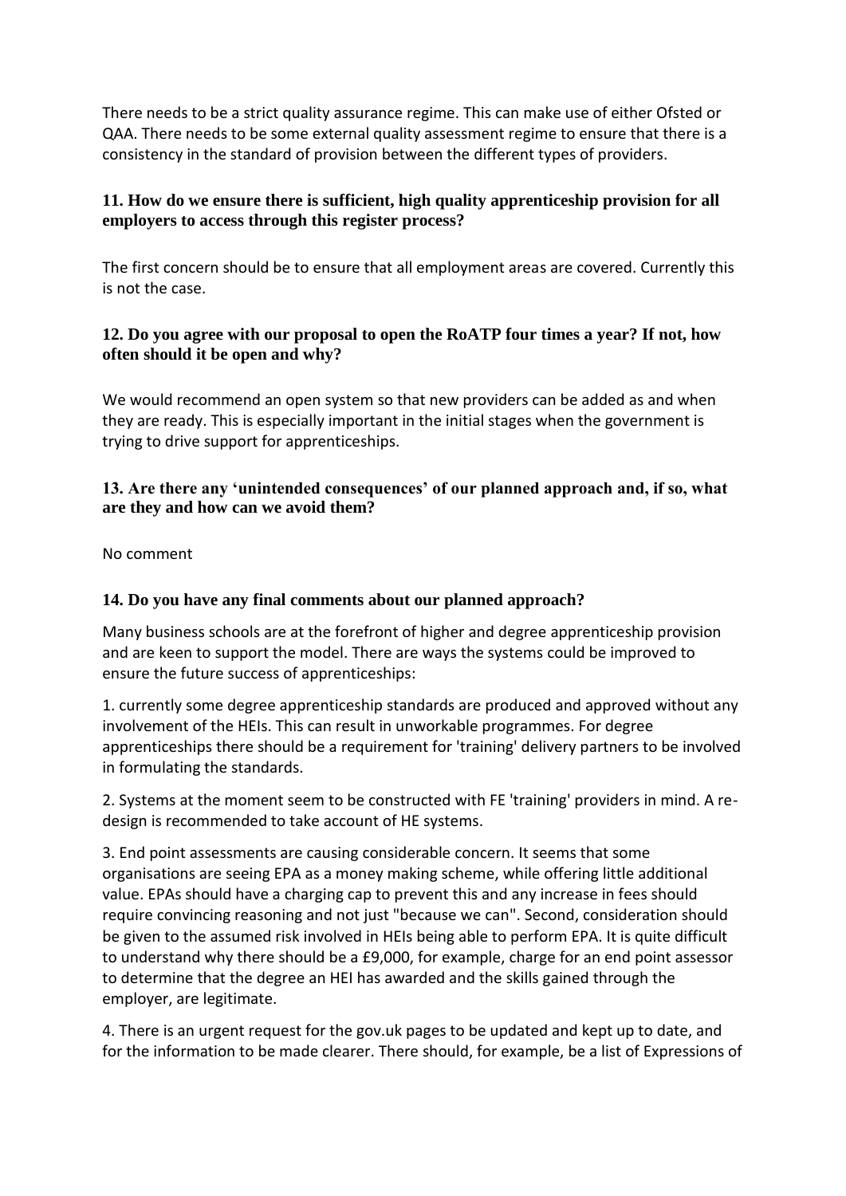There needs to be a strict quality assurance regime. This can make use of either Ofsted or QAA. There needs to be some external quality assessment regime to ensure that there is a consistency in the standard of provision between the different types of providers.

### 11. How do we ensure there is sufficient, high quality apprenticeship provision for all employers to access through this register process?

The first concern should be to ensure that all employment areas are covered. Currently this is not the case.

### 12. Do you agree with our proposal to open the RoATP four times a year? If not, how often should it be open and why?

We would recommend an open system so that new providers can be added as and when they are ready. This is especially important in the initial stages when the government is trying to drive support for apprenticeships.

### 13. Are there any 'unintended consequences' of our planned approach and, if so, what are they and how can we avoid them?

No comment

### 14. Do you have any final comments about our planned approach?

Many business schools are at the forefront of higher and degree apprenticeship provision and are keen to support the model. There are ways the systems could be improved to ensure the future success of apprenticeships:

1. currently some degree apprenticeship standards are produced and approved without any involvement of the HEIs. This can result in unworkable programmes. For degree apprenticeships there should be a requirement for 'training' delivery partners to be involved in formulating the standards.

2. Systems at the moment seem to be constructed with FE 'training' providers in mind. A re-design is recommended to take account of HE systems.

3. End point assessments are causing considerable concern. It seems that some organisations are seeing EPA as a money making scheme, while offering little additional value. EPAs should have a charging cap to prevent this and any increase in fees should require convincing reasoning and not just "because we can". Second, consideration should be given to the assumed risk involved in HEIs being able to perform EPA. It is quite difficult to understand why there should be a £9,000, for example, charge for an end point assessor to determine that the degree an HEI has awarded and the skills gained through the employer, are legitimate.

4. There is an urgent request for the gov.uk pages to be updated and kept up to date, and for the information to be made clearer. There should, for example, be a list of Expressions of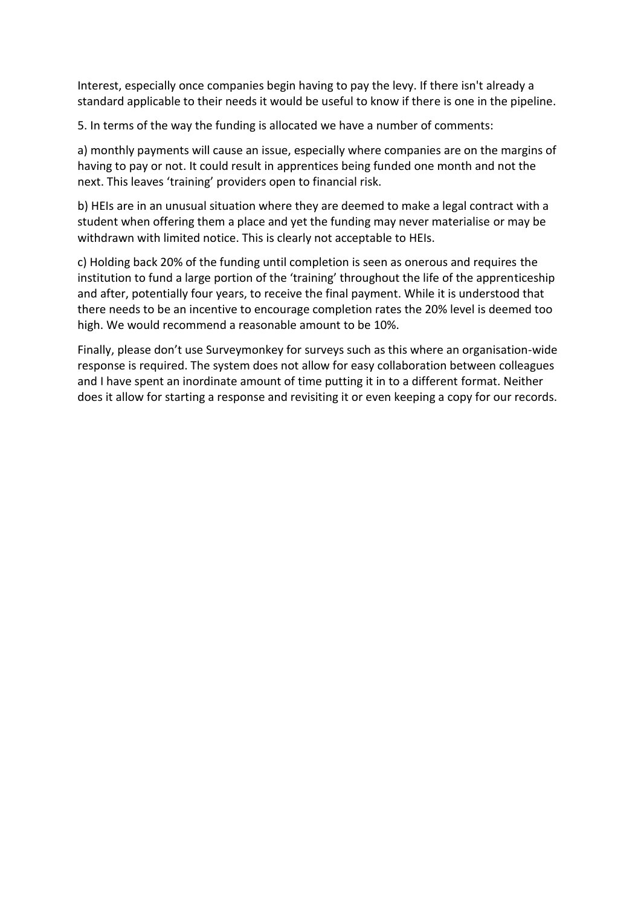Interest, especially once companies begin having to pay the levy. If there isn't already a standard applicable to their needs it would be useful to know if there is one in the pipeline.

5. In terms of the way the funding is allocated we have a number of comments:

a) monthly payments will cause an issue, especially where companies are on the margins of having to pay or not. It could result in apprentices being funded one month and not the next. This leaves 'training' providers open to financial risk.

b) HEIs are in an unusual situation where they are deemed to make a legal contract with a student when offering them a place and yet the funding may never materialise or may be withdrawn with limited notice. This is clearly not acceptable to HEIs.

c) Holding back 20% of the funding until completion is seen as onerous and requires the institution to fund a large portion of the 'training' throughout the life of the apprenticeship and after, potentially four years, to receive the final payment. While it is understood that there needs to be an incentive to encourage completion rates the 20% level is deemed too high. We would recommend a reasonable amount to be 10%.

Finally, please don't use Surveymonkey for surveys such as this where an organisation-wide response is required. The system does not allow for easy collaboration between colleagues and I have spent an inordinate amount of time putting it in to a different format. Neither does it allow for starting a response and revisiting it or even keeping a copy for our records.